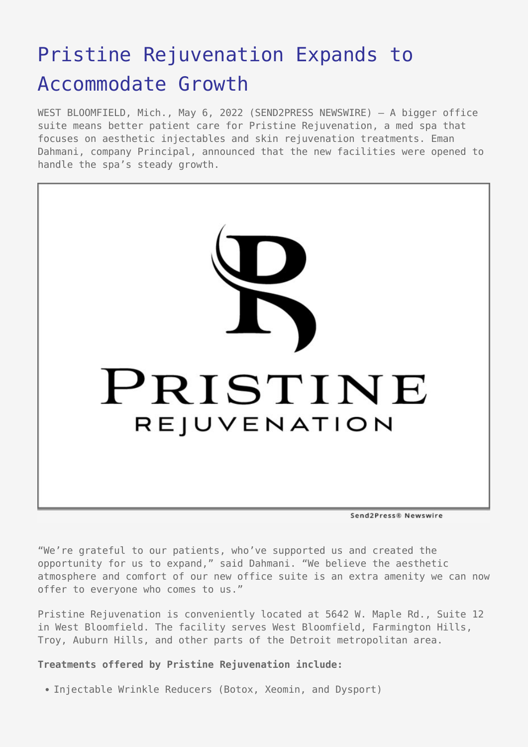# Pristine Rejuvenation Expands to Accommodate Growth

WEST BLOOMFIELD, Mich., May 6, 2022 (SEND2PRESS NEWSWIRE) — A bigger office suite means better patient care for Pristine Rejuvenation, a med spa that focuses on aesthetic injectables and skin rejuvenation treatments. Eman Dahmani, company Principal, announced that the new facilities were opened to handle the spa's steady growth.

"We're grateful to our patients, who've supported us and created the opportunity for us to expand," said Dahmani. "We believe the aesthetic atmosphere and comfort of our new office suite is an extra amenity we can now offer to everyone who comes to us."

Pristine Rejuvenation is conveniently located at 5642 W. Maple Rd., Suite 12 in West Bloomfield. The facility serves West Bloomfield, Farmington Hills, Troy, Auburn Hills, and other parts of the Detroit metropolitan area.

**Treatments offered by Pristine Rejuvenation include:**

- Injectable Wrinkle Reducers (Botox, Xeomin, and Dysport)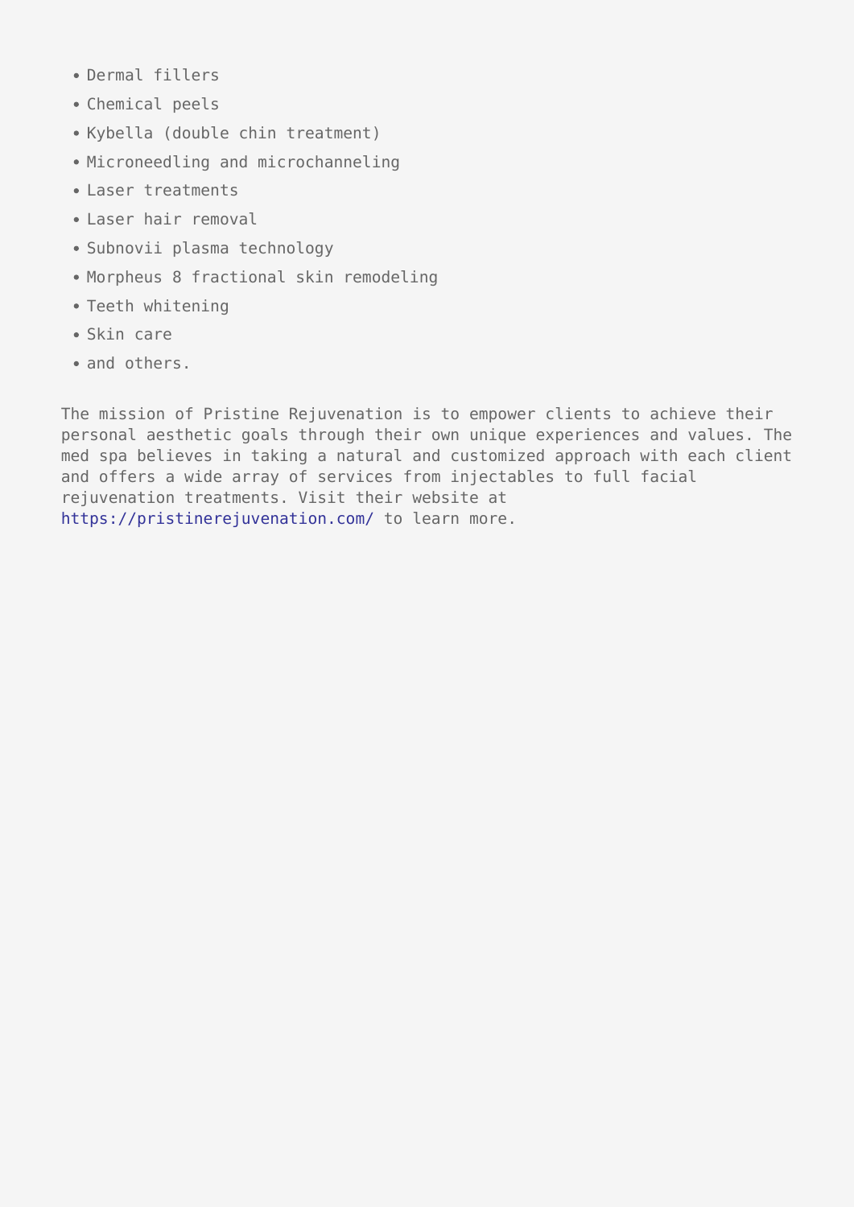- Dermal fillers
- Chemical peels
- Kybella (double chin treatment)
- Microneedling and microchanneling
- Laser treatments
- Laser hair removal
- Subnovii plasma technology
- Morpheus 8 fractional skin remodeling
- Teeth whitening
- Skin care
- and others.

The mission of Pristine Rejuvenation is to empower clients to achieve their personal aesthetic goals through their own unique experiences and values. The med spa believes in taking a natural and customized approach with each client and offers a wide array of services from injectables to full facial rejuvenation treatments. Visit their website at https://pristinerejuvenation.com/ to learn more.